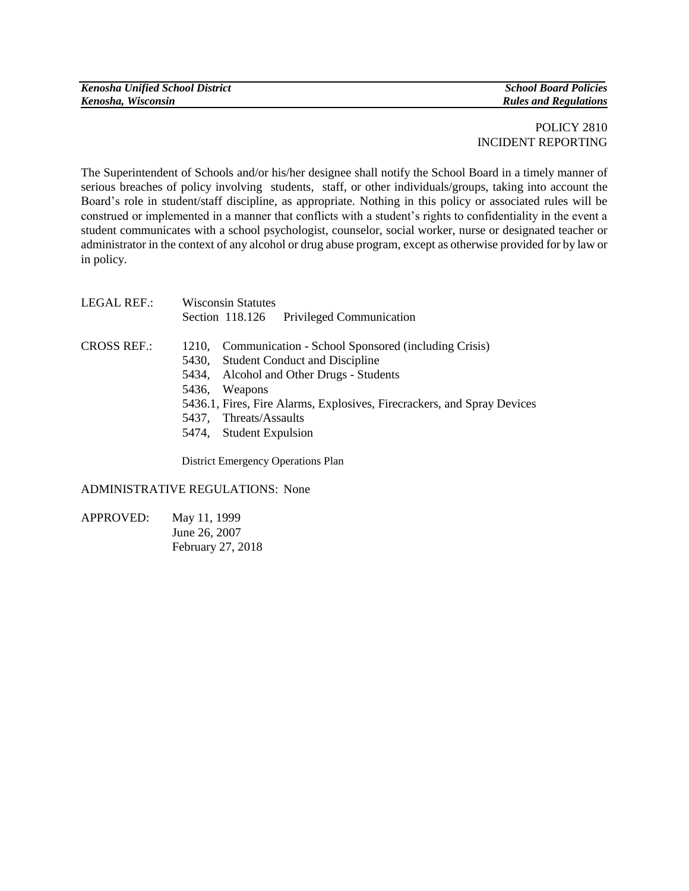# POLICY 2810
## INCIDENT REPORTING

The Superintendent of Schools and/or his/her designee shall notify the School Board in a timely manner of serious breaches of policy involving students, staff, or other individuals/groups, taking into account the Board's role in student/staff discipline, as appropriate. Nothing in this policy or associated rules will be construed or implemented in a manner that conflicts with a student's rights to confidentiality in the event a student communicates with a school psychologist, counselor, social worker, nurse or designated teacher or administrator in the context of any alcohol or drug abuse program, except as otherwise provided for by law or in policy.

LEGAL REF.: Wisconsin Statutes
Section 118.126 Privileged Communication

CROSS REF.:
- 1210, Communication - School Sponsored (including Crisis)
- 5430, Student Conduct and Discipline
- 5434, Alcohol and Other Drugs - Students
- 5436, Weapons
- 5436.1, Fires, Fire Alarms, Explosives, Firecrackers, and Spray Devices
- 5437, Threats/Assaults
- 5474, Student Expulsion

District Emergency Operations Plan

ADMINISTRATIVE REGULATIONS: None

APPROVED:
May 11, 1999
June 26, 2007
February 27, 2018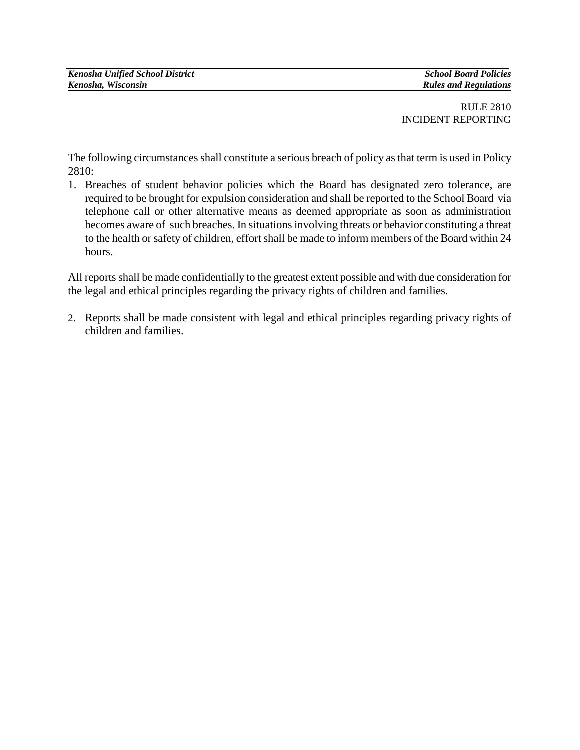RULE 2810
INCIDENT REPORTING

The following circumstances shall constitute a serious breach of policy as that term is used in Policy 2810:

1. Breaches of student behavior policies which the Board has designated zero tolerance, are required to be brought for expulsion consideration and shall be reported to the School Board via telephone call or other alternative means as deemed appropriate as soon as administration becomes aware of such breaches. In situations involving threats or behavior constituting a threat to the health or safety of children, effort shall be made to inform members of the Board within 24 hours.

All reports shall be made confidentially to the greatest extent possible and with due consideration for the legal and ethical principles regarding the privacy rights of children and families.

2. Reports shall be made consistent with legal and ethical principles regarding privacy rights of children and families.